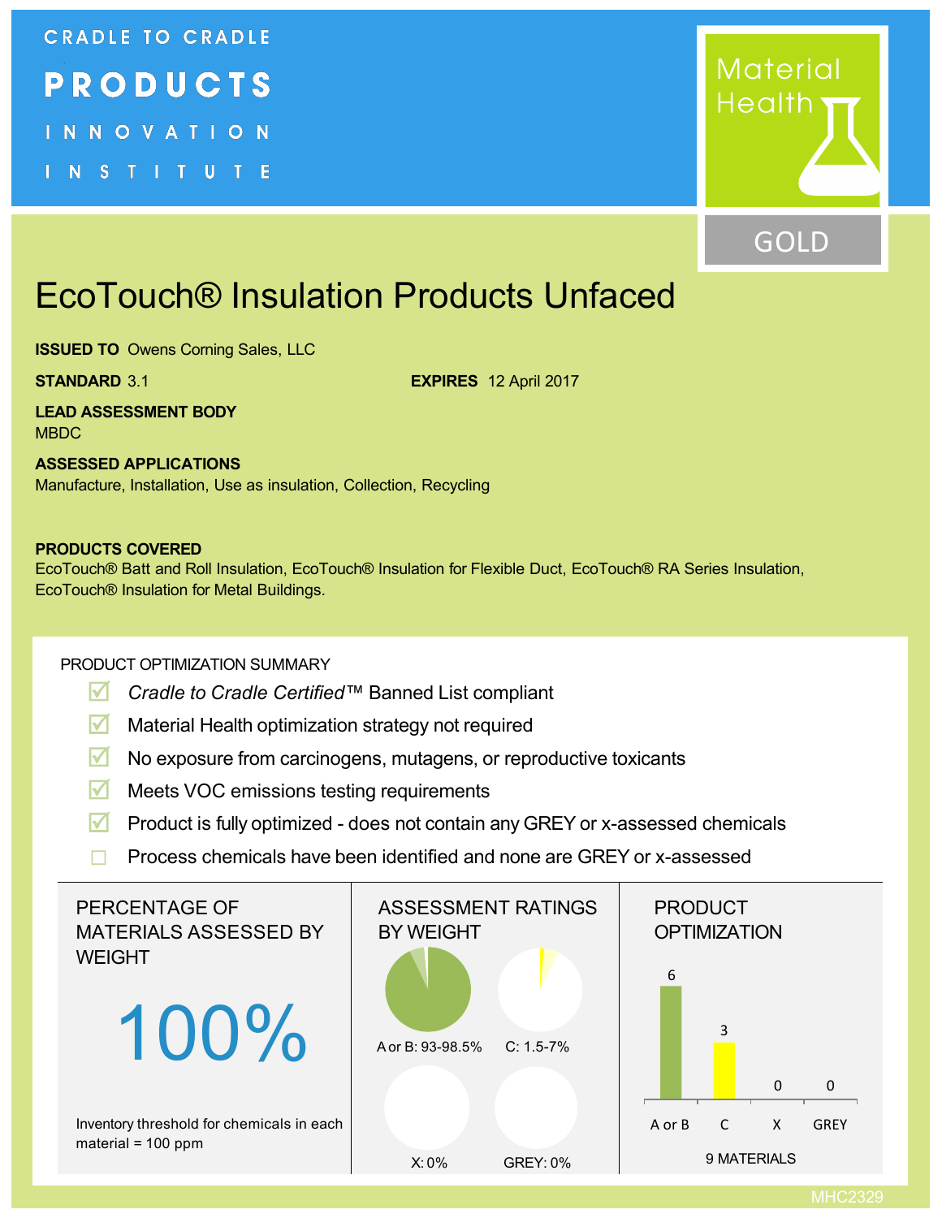CRADLE TO CRADLE
PRODUCTS
INNOVATION
INSTITUTE

Material Health

GOLD

# EcoTouch® Insulation Products Unfaced

**ISSUED TO** Owens Corning Sales, LLC

**STANDARD** 3.1

**EXPIRES** 12 April 2017

**LEAD ASSESSMENT BODY**
MBDC

**ASSESSED APPLICATIONS**
Manufacture, Installation, Use as insulation, Collection, Recycling

**PRODUCTS COVERED**
EcoTouch® Batt and Roll Insulation, EcoTouch® Insulation for Flexible Duct, EcoTouch® RA Series Insulation, EcoTouch® Insulation for Metal Buildings.

## PRODUCT OPTIMIZATION SUMMARY

- [x] *Cradle to Cradle Certified*™ Banned List compliant
- [x] Material Health optimization strategy not required
- [x] No exposure from carcinogens, mutagens, or reproductive toxicants
- [x] Meets VOC emissions testing requirements
- [x] Product is fully optimized - does not contain any GREY or x-assessed chemicals
- [ ] Process chemicals have been identified and none are GREY or x-assessed

### PERCENTAGE OF MATERIALS ASSESSED BY WEIGHT

100%

Inventory threshold for chemicals in each material = 100 ppm

### ASSESSMENT RATINGS BY WEIGHT

A or B: 93-98.5%

C: 1.5-7%

X: 0%

GREY: 0%

### PRODUCT OPTIMIZATION

| A or B | C | X | GREY |
|---|---|---|---|
| 6 | 3 | 0 | 0 |

9 MATERIALS

MHC2329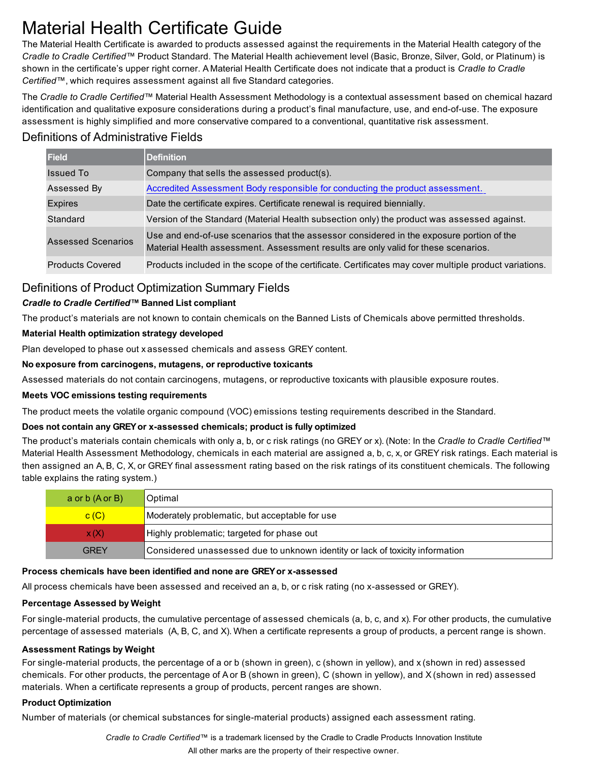# Material Health Certificate Guide

The Material Health Certificate is awarded to products assessed against the requirements in the Material Health category of the *Cradle to Cradle Certified*™ Product Standard. The Material Health achievement level (Basic, Bronze, Silver, Gold, or Platinum) is shown in the certificate's upper right corner. A Material Health Certificate does not indicate that a product is *Cradle to Cradle Certified*™, which requires assessment against all five Standard categories.

The *Cradle to Cradle Certified*™ Material Health Assessment Methodology is a contextual assessment based on chemical hazard identification and qualitative exposure considerations during a product's final manufacture, use, and end-of-use. The exposure assessment is highly simplified and more conservative compared to a conventional, quantitative risk assessment.

## Definitions of Administrative Fields

| Field | Definition |
|---|---|
| Issued To | Company that sells the assessed product(s). |
| Assessed By | Accredited Assessment Body responsible for conducting the product assessment. |
| Expires | Date the certificate expires. Certificate renewal is required biennially. |
| Standard | Version of the Standard (Material Health subsection only) the product was assessed against. |
| Assessed Scenarios | Use and end-of-use scenarios that the assessor considered in the exposure portion of the Material Health assessment. Assessment results are only valid for these scenarios. |
| Products Covered | Products included in the scope of the certificate. Certificates may cover multiple product variations. |

## Definitions of Product Optimization Summary Fields

***Cradle to Cradle Certified*™ Banned List compliant**

The product's materials are not known to contain chemicals on the Banned Lists of Chemicals above permitted thresholds.

**Material Health optimization strategy developed**

Plan developed to phase out x assessed chemicals and assess GREY content.

**No exposure from carcinogens, mutagens, or reproductive toxicants**

Assessed materials do not contain carcinogens, mutagens, or reproductive toxicants with plausible exposure routes.

**Meets VOC emissions testing requirements**

The product meets the volatile organic compound (VOC) emissions testing requirements described in the Standard.

**Does not contain any GREY or x-assessed chemicals; product is fully optimized**

The product's materials contain chemicals with only a, b, or c risk ratings (no GREY or x). (Note: In the *Cradle to Cradle Certified*™ Material Health Assessment Methodology, chemicals in each material are assigned a, b, c, x, or GREY risk ratings. Each material is then assigned an A, B, C, X, or GREY final assessment rating based on the risk ratings of its constituent chemicals. The following table explains the rating system.)

| | |
|---|---|
| a or b (A or B) | Optimal |
| c (C) | Moderately problematic, but acceptable for use |
| x (X) | Highly problematic; targeted for phase out |
| GREY | Considered unassessed due to unknown identity or lack of toxicity information |

**Process chemicals have been identified and none are GREY or x-assessed**

All process chemicals have been assessed and received an a, b, or c risk rating (no x-assessed or GREY).

**Percentage Assessed by Weight**

For single-material products, the cumulative percentage of assessed chemicals (a, b, c, and x). For other products, the cumulative percentage of assessed materials (A, B, C, and X). When a certificate represents a group of products, a percent range is shown.

**Assessment Ratings by Weight**

For single-material products, the percentage of a or b (shown in green), c (shown in yellow), and x (shown in red) assessed chemicals. For other products, the percentage of A or B (shown in green), C (shown in yellow), and X (shown in red) assessed materials. When a certificate represents a group of products, percent ranges are shown.

**Product Optimization**

Number of materials (or chemical substances for single-material products) assigned each assessment rating.

*Cradle to Cradle Certified*™ is a trademark licensed by the Cradle to Cradle Products Innovation Institute

All other marks are the property of their respective owner.